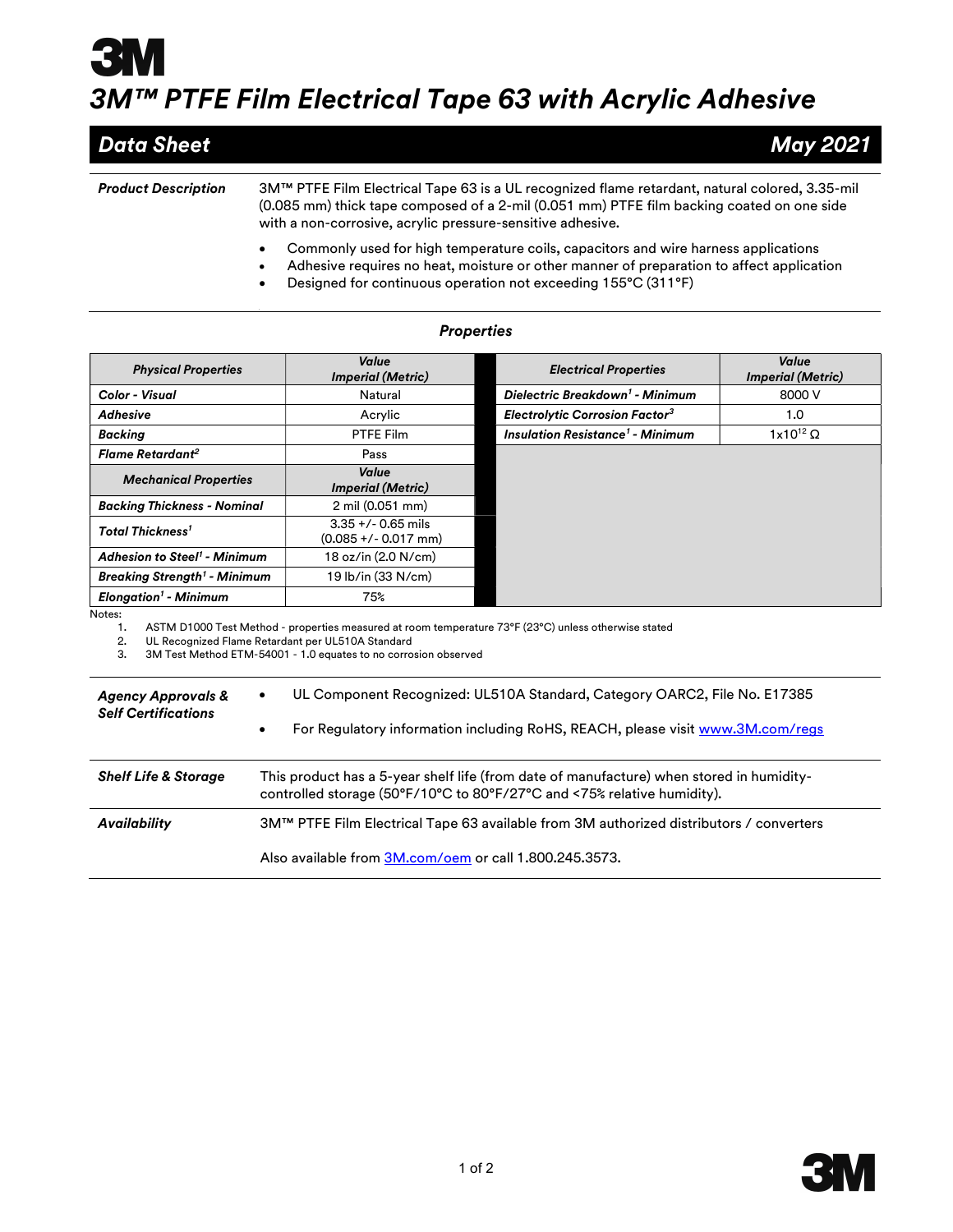# 3M™ PTFE Film Electrical Tape 63 with Acrylic Adhesive

## Data Sheet — May 2021

**Product Description**

3M™ PTFE Film Electrical Tape 63 is a UL recognized flame retardant, natural colored, 3.35-mil (0.085 mm) thick tape composed of a 2-mil (0.051 mm) PTFE film backing coated on one side with a non-corrosive, acrylic pressure-sensitive adhesive.

- Commonly used for high temperature coils, capacitors and wire harness applications
- Adhesive requires no heat, moisture or other manner of preparation to affect application
- Designed for continuous operation not exceeding 155°C (311°F)

### Properties

| Physical Properties | Value Imperial (Metric) |
|---|---|
| Color - Visual | Natural |
| Adhesive | Acrylic |
| Backing | PTFE Film |
| Flame Retardant[2] | Pass |

| Mechanical Properties | Value Imperial (Metric) |
|---|---|
| Backing Thickness - Nominal | 2 mil (0.051 mm) |
| Total Thickness[1] | 3.35 +/- 0.65 mils (0.085 +/- 0.017 mm) |
| Adhesion to Steel[1] - Minimum | 18 oz/in (2.0 N/cm) |
| Breaking Strength[1] - Minimum | 19 lb/in (33 N/cm) |
| Elongation[1] - Minimum | 75% |

| Electrical Properties | Value Imperial (Metric) |
|---|---|
| Dielectric Breakdown[1] - Minimum | 8000 V |
| Electrolytic Corrosion Factor[3] | 1.0 |
| Insulation Resistance[1] - Minimum | $1 \times 10^{12}$ Ω |

Notes:
1. ASTM D1000 Test Method - properties measured at room temperature 73°F (23°C) unless otherwise stated
2. UL Recognized Flame Retardant per UL510A Standard
3. 3M Test Method ETM-54001 - 1.0 equates to no corrosion observed

**Agency Approvals & Self Certifications**

- UL Component Recognized: UL510A Standard, Category OARC2, File No. E17385
- For Regulatory information including RoHS, REACH, please visit www.3M.com/regs

**Shelf Life & Storage**

This product has a 5-year shelf life (from date of manufacture) when stored in humidity-controlled storage (50°F/10°C to 80°F/27°C and <75% relative humidity).

**Availability**

3M™ PTFE Film Electrical Tape 63 available from 3M authorized distributors / converters

Also available from 3M.com/oem or call 1.800.245.3573.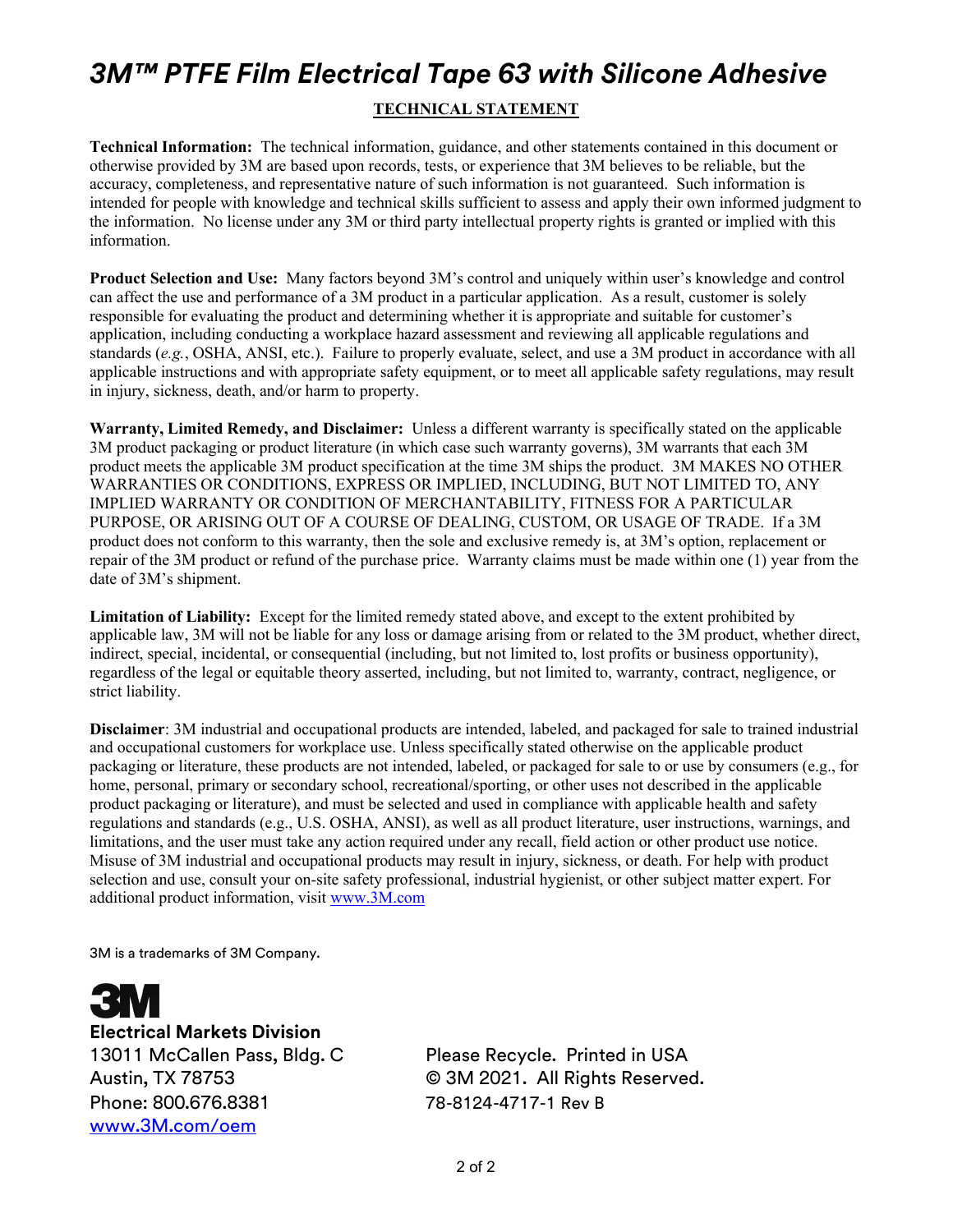# 3M™ PTFE Film Electrical Tape 63 with Silicone Adhesive

## TECHNICAL STATEMENT

**Technical Information:** The technical information, guidance, and other statements contained in this document or otherwise provided by 3M are based upon records, tests, or experience that 3M believes to be reliable, but the accuracy, completeness, and representative nature of such information is not guaranteed. Such information is intended for people with knowledge and technical skills sufficient to assess and apply their own informed judgment to the information. No license under any 3M or third party intellectual property rights is granted or implied with this information.

**Product Selection and Use:** Many factors beyond 3M's control and uniquely within user's knowledge and control can affect the use and performance of a 3M product in a particular application. As a result, customer is solely responsible for evaluating the product and determining whether it is appropriate and suitable for customer's application, including conducting a workplace hazard assessment and reviewing all applicable regulations and standards (*e.g.*, OSHA, ANSI, etc.). Failure to properly evaluate, select, and use a 3M product in accordance with all applicable instructions and with appropriate safety equipment, or to meet all applicable safety regulations, may result in injury, sickness, death, and/or harm to property.

**Warranty, Limited Remedy, and Disclaimer:** Unless a different warranty is specifically stated on the applicable 3M product packaging or product literature (in which case such warranty governs), 3M warrants that each 3M product meets the applicable 3M product specification at the time 3M ships the product. 3M MAKES NO OTHER WARRANTIES OR CONDITIONS, EXPRESS OR IMPLIED, INCLUDING, BUT NOT LIMITED TO, ANY IMPLIED WARRANTY OR CONDITION OF MERCHANTABILITY, FITNESS FOR A PARTICULAR PURPOSE, OR ARISING OUT OF A COURSE OF DEALING, CUSTOM, OR USAGE OF TRADE. If a 3M product does not conform to this warranty, then the sole and exclusive remedy is, at 3M's option, replacement or repair of the 3M product or refund of the purchase price. Warranty claims must be made within one (1) year from the date of 3M's shipment.

**Limitation of Liability:** Except for the limited remedy stated above, and except to the extent prohibited by applicable law, 3M will not be liable for any loss or damage arising from or related to the 3M product, whether direct, indirect, special, incidental, or consequential (including, but not limited to, lost profits or business opportunity), regardless of the legal or equitable theory asserted, including, but not limited to, warranty, contract, negligence, or strict liability.

**Disclaimer**: 3M industrial and occupational products are intended, labeled, and packaged for sale to trained industrial and occupational customers for workplace use. Unless specifically stated otherwise on the applicable product packaging or literature, these products are not intended, labeled, or packaged for sale to or use by consumers (e.g., for home, personal, primary or secondary school, recreational/sporting, or other uses not described in the applicable product packaging or literature), and must be selected and used in compliance with applicable health and safety regulations and standards (e.g., U.S. OSHA, ANSI), as well as all product literature, user instructions, warnings, and limitations, and the user must take any action required under any recall, field action or other product use notice. Misuse of 3M industrial and occupational products may result in injury, sickness, or death. For help with product selection and use, consult your on-site safety professional, industrial hygienist, or other subject matter expert. For additional product information, visit www.3M.com

3M is a trademarks of 3M Company.

3M

**Electrical Markets Division**
13011 McCallen Pass, Bldg. C
Austin, TX 78753
Phone: 800.676.8381
www.3M.com/oem

Please Recycle. Printed in USA
© 3M 2021. All Rights Reserved.
78-8124-4717-1 Rev B